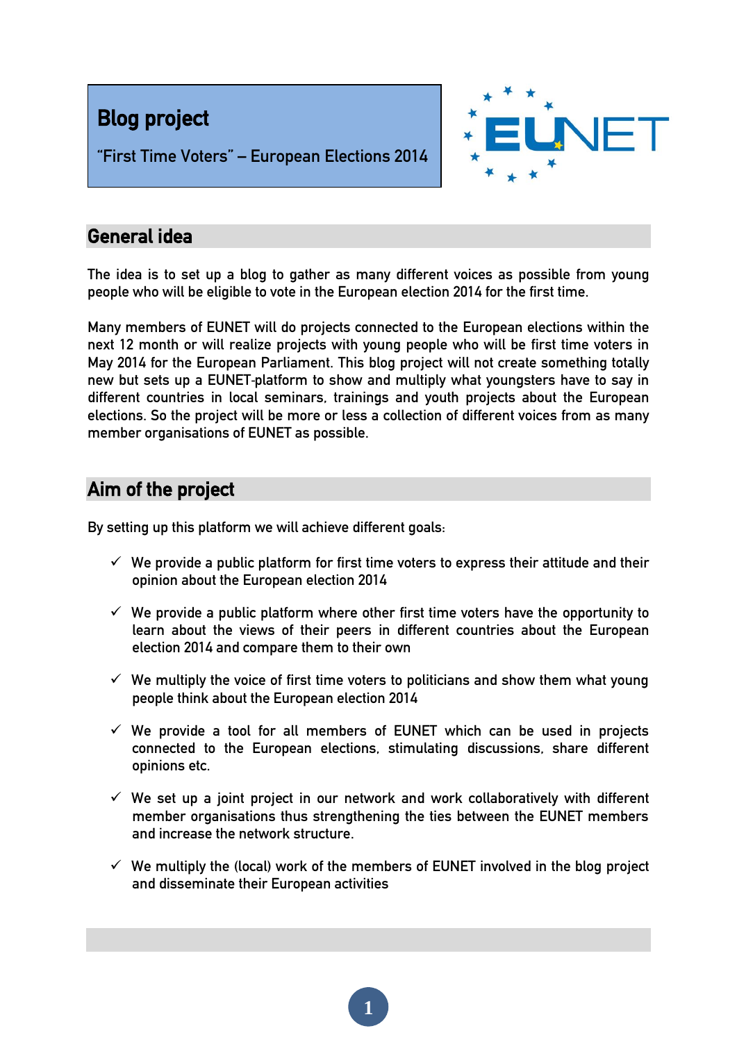# Blog project

"First Time Voters" – European Elections 2014

EUNET

## General idea

The idea is to set up a blog to gather as many different voices as possible from young people who will be eligible to vote in the European election 2014 for the first time.

Many members of EUNET will do projects connected to the European elections within the next 12 month or will realize projects with young people who will be first time voters in May 2014 for the European Parliament. This blog project will not create something totally new but sets up a EUNET-platform to show and multiply what youngsters have to say in different countries in local seminars, trainings and youth projects about the European elections. So the project will be more or less a collection of different voices from as many member organisations of EUNET as possible.

## Aim of the project

By setting up this platform we will achieve different goals:

- ✓ We provide a public platform for first time voters to express their attitude and their opinion about the European election 2014
- ✓ We provide a public platform where other first time voters have the opportunity to learn about the views of their peers in different countries about the European election 2014 and compare them to their own
- ✓ We multiply the voice of first time voters to politicians and show them what young people think about the European election 2014
- ✓ We provide a tool for all members of EUNET which can be used in projects connected to the European elections, stimulating discussions, share different opinions etc.
- ✓ We set up a joint project in our network and work collaboratively with different member organisations thus strengthening the ties between the EUNET members and increase the network structure.
- ✓ We multiply the (local) work of the members of EUNET involved in the blog project and disseminate their European activities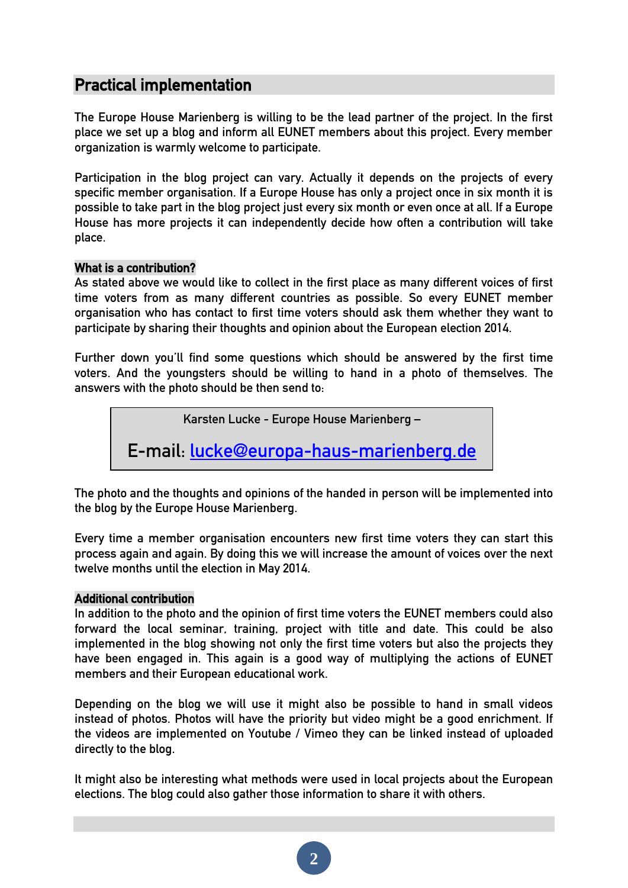## Practical implementation

The Europe House Marienberg is willing to be the lead partner of the project. In the first place we set up a blog and inform all EUNET members about this project. Every member organization is warmly welcome to participate.

Participation in the blog project can vary. Actually it depends on the projects of every specific member organisation. If a Europe House has only a project once in six month it is possible to take part in the blog project just every six month or even once at all. If a Europe House has more projects it can independently decide how often a contribution will take place.

### What is a contribution?

As stated above we would like to collect in the first place as many different voices of first time voters from as many different countries as possible. So every EUNET member organisation who has contact to first time voters should ask them whether they want to participate by sharing their thoughts and opinion about the European election 2014.

Further down you'll find some questions which should be answered by the first time voters. And the youngsters should be willing to hand in a photo of themselves. The answers with the photo should be then send to:

> Karsten Lucke - Europe House Marienberg –
>
> E-mail: lucke@europa-haus-marienberg.de

The photo and the thoughts and opinions of the handed in person will be implemented into the blog by the Europe House Marienberg.

Every time a member organisation encounters new first time voters they can start this process again and again. By doing this we will increase the amount of voices over the next twelve months until the election in May 2014.

### Additional contribution

In addition to the photo and the opinion of first time voters the EUNET members could also forward the local seminar, training, project with title and date. This could be also implemented in the blog showing not only the first time voters but also the projects they have been engaged in. This again is a good way of multiplying the actions of EUNET members and their European educational work.

Depending on the blog we will use it might also be possible to hand in small videos instead of photos. Photos will have the priority but video might be a good enrichment. If the videos are implemented on Youtube / Vimeo they can be linked instead of uploaded directly to the blog.

It might also be interesting what methods were used in local projects about the European elections. The blog could also gather those information to share it with others.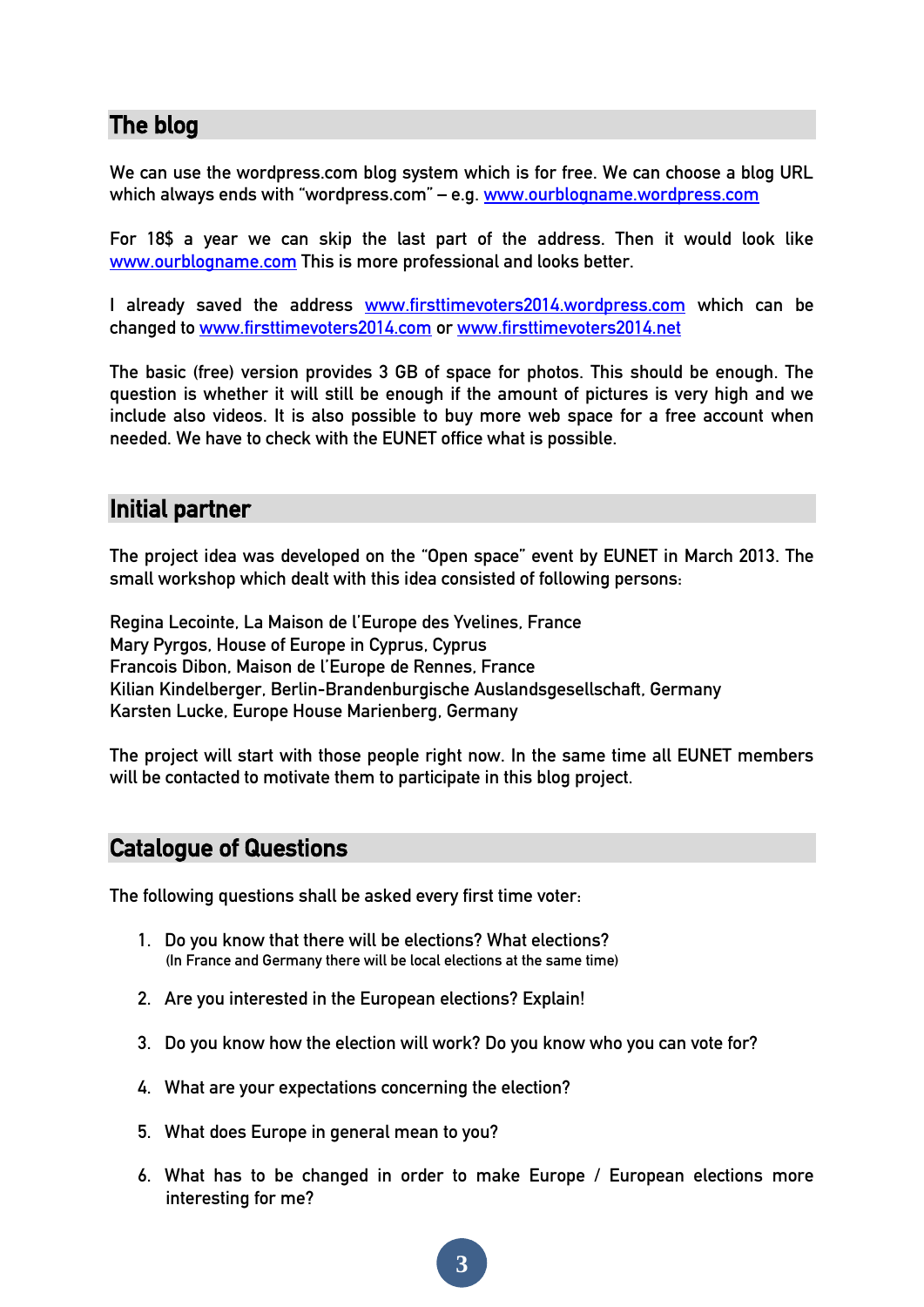## The blog

We can use the wordpress.com blog system which is for free. We can choose a blog URL which always ends with "wordpress.com" – e.g. www.ourblogname.wordpress.com

For 18$ a year we can skip the last part of the address. Then it would look like www.ourblogname.com This is more professional and looks better.

I already saved the address www.firsttimevoters2014.wordpress.com which can be changed to www.firsttimevoters2014.com or www.firsttimevoters2014.net

The basic (free) version provides 3 GB of space for photos. This should be enough. The question is whether it will still be enough if the amount of pictures is very high and we include also videos. It is also possible to buy more web space for a free account when needed. We have to check with the EUNET office what is possible.

## Initial partner

The project idea was developed on the "Open space" event by EUNET in March 2013. The small workshop which dealt with this idea consisted of following persons:

Regina Lecointe, La Maison de l'Europe des Yvelines, France
Mary Pyrgos, House of Europe in Cyprus, Cyprus
Francois Dibon, Maison de l'Europe de Rennes, France
Kilian Kindelberger, Berlin-Brandenburgische Auslandsgesellschaft, Germany
Karsten Lucke, Europe House Marienberg, Germany

The project will start with those people right now. In the same time all EUNET members will be contacted to motivate them to participate in this blog project.

## Catalogue of Questions

The following questions shall be asked every first time voter:

1. Do you know that there will be elections? What elections?
   (In France and Germany there will be local elections at the same time)
2. Are you interested in the European elections? Explain!
3. Do you know how the election will work? Do you know who you can vote for?
4. What are your expectations concerning the election?
5. What does Europe in general mean to you?
6. What has to be changed in order to make Europe / European elections more interesting for me?